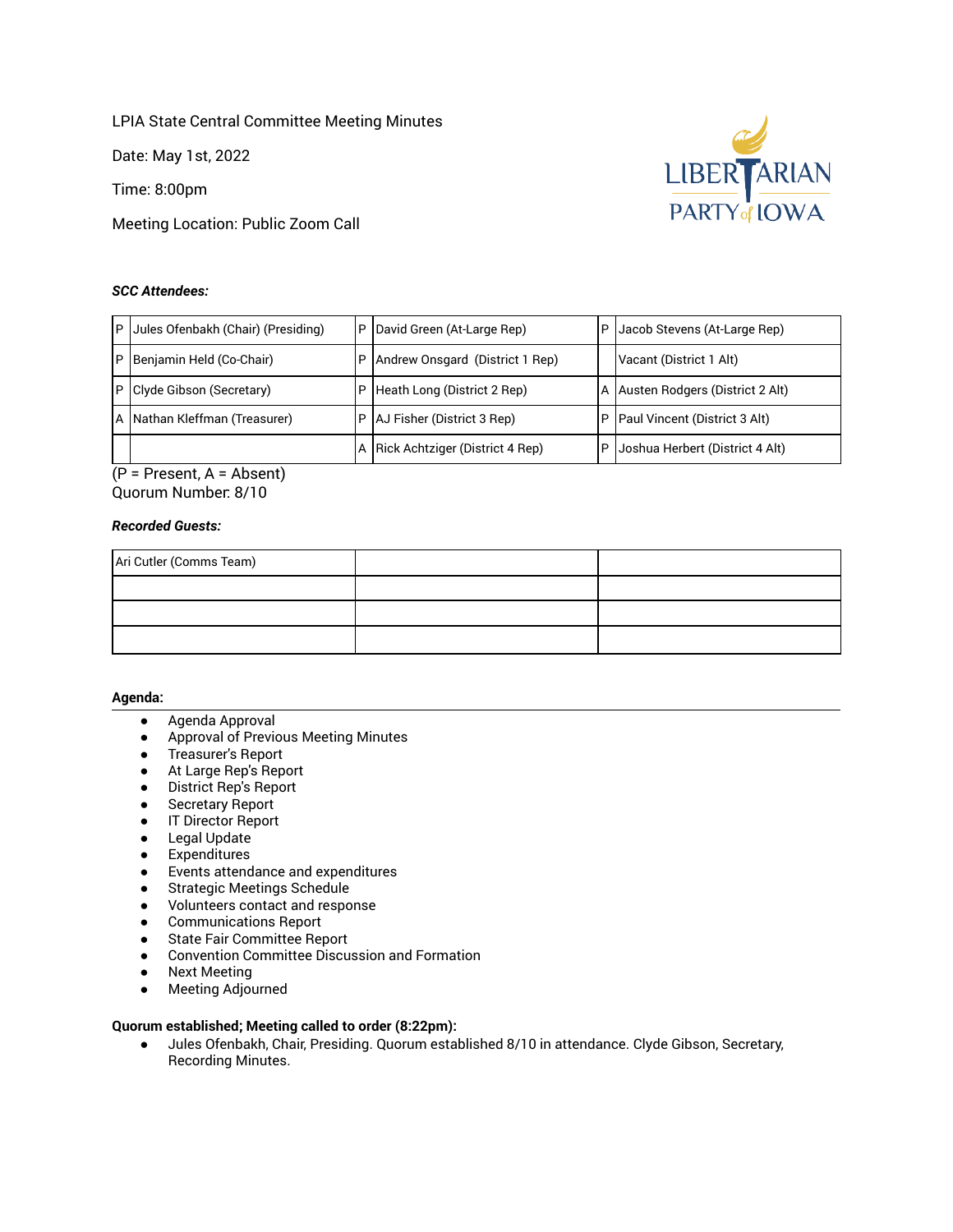LPIA State Central Committee Meeting Minutes

Date: May 1st, 2022

Time: 8:00pm

Meeting Location: Public Zoom Call

***SCC Attendees:***

| | | | | | |
|---|---|---|---|---|---|
| P | Jules Ofenbakh (Chair) (Presiding) | P | David Green (At-Large Rep) | P | Jacob Stevens (At-Large Rep) |
| P | Benjamin Held (Co-Chair) | P | Andrew Onsgard (District 1 Rep) | | Vacant (District 1 Alt) |
| P | Clyde Gibson (Secretary) | P | Heath Long (District 2 Rep) | A | Austen Rodgers (District 2 Alt) |
| A | Nathan Kleffman (Treasurer) | P | AJ Fisher (District 3 Rep) | P | Paul Vincent (District 3 Alt) |
| | | A | Rick Achtziger (District 4 Rep) | P | Joshua Herbert (District 4 Alt) |

(P = Present, A = Absent)
Quorum Number: 8/10

***Recorded Guests:***

| | | |
|---|---|---|
| Ari Cutler (Comms Team) | | |
| | | |
| | | |
| | | |

**Agenda:**

- Agenda Approval
- Approval of Previous Meeting Minutes
- Treasurer's Report
- At Large Rep's Report
- District Rep's Report
- Secretary Report
- IT Director Report
- Legal Update
- Expenditures
- Events attendance and expenditures
- Strategic Meetings Schedule
- Volunteers contact and response
- Communications Report
- State Fair Committee Report
- Convention Committee Discussion and Formation
- Next Meeting
- Meeting Adjourned

**Quorum established; Meeting called to order (8:22pm):**

- Jules Ofenbakh, Chair, Presiding. Quorum established 8/10 in attendance. Clyde Gibson, Secretary, Recording Minutes.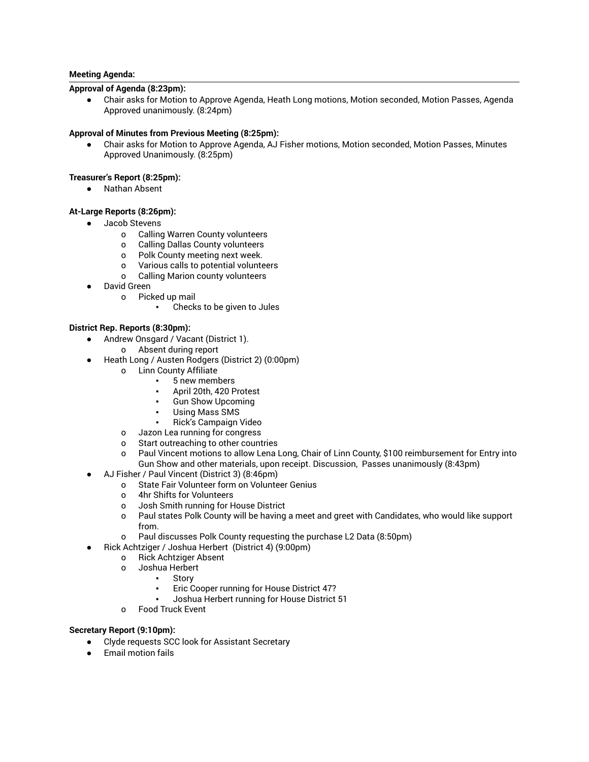**Meeting Agenda:**

---

**Approval of Agenda (8:23pm):**

- Chair asks for Motion to Approve Agenda, Heath Long motions, Motion seconded, Motion Passes, Agenda Approved unanimously. (8:24pm)

**Approval of Minutes from Previous Meeting (8:25pm):**

- Chair asks for Motion to Approve Agenda, AJ Fisher motions, Motion seconded, Motion Passes, Minutes Approved Unanimously. (8:25pm)

**Treasurer's Report (8:25pm):**

- Nathan Absent

**At-Large Reports (8:26pm):**

- Jacob Stevens
  - Calling Warren County volunteers
  - Calling Dallas County volunteers
  - Polk County meeting next week.
  - Various calls to potential volunteers
  - Calling Marion county volunteers
- David Green
  - Picked up mail
    - Checks to be given to Jules

**District Rep. Reports (8:30pm):**

- Andrew Onsgard / Vacant (District 1).
  - Absent during report
- Heath Long / Austen Rodgers (District 2) (0:00pm)
  - Linn County Affiliate
    - 5 new members
    - April 20th, 420 Protest
    - Gun Show Upcoming
    - Using Mass SMS
    - Rick's Campaign Video
  - Jazon Lea running for congress
  - Start outreaching to other countries
  - Paul Vincent motions to allow Lena Long, Chair of Linn County, $100 reimbursement for Entry into Gun Show and other materials, upon receipt. Discussion, Passes unanimously (8:43pm)
- AJ Fisher / Paul Vincent (District 3) (8:46pm)
  - State Fair Volunteer form on Volunteer Genius
  - 4hr Shifts for Volunteers
  - Josh Smith running for House District
  - Paul states Polk County will be having a meet and greet with Candidates, who would like support from.
  - Paul discusses Polk County requesting the purchase L2 Data (8:50pm)
- Rick Achtziger / Joshua Herbert (District 4) (9:00pm)
  - Rick Achtziger Absent
  - Joshua Herbert
    - Story
    - Eric Cooper running for House District 47?
    - Joshua Herbert running for House District 51
  - Food Truck Event

**Secretary Report (9:10pm):**

- Clyde requests SCC look for Assistant Secretary
- Email motion fails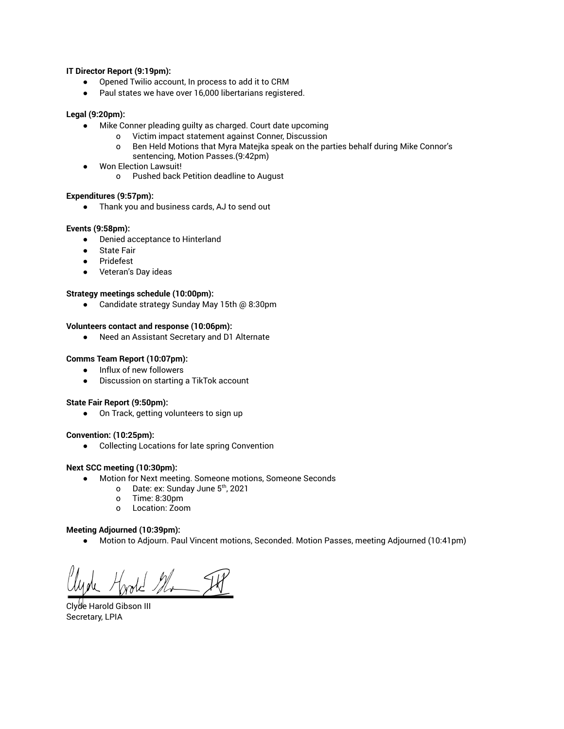**IT Director Report (9:19pm):**

- Opened Twilio account, In process to add it to CRM
- Paul states we have over 16,000 libertarians registered.

**Legal (9:20pm):**

- Mike Conner pleading guilty as charged. Court date upcoming
  - Victim impact statement against Conner, Discussion
  - Ben Held Motions that Myra Matejka speak on the parties behalf during Mike Connor's sentencing, Motion Passes.(9:42pm)
- Won Election Lawsuit!
  - Pushed back Petition deadline to August

**Expenditures (9:57pm):**

- Thank you and business cards, AJ to send out

**Events (9:58pm):**

- Denied acceptance to Hinterland
- State Fair
- Pridefest
- Veteran's Day ideas

**Strategy meetings schedule (10:00pm):**

- Candidate strategy Sunday May 15th @ 8:30pm

**Volunteers contact and response (10:06pm):**

- Need an Assistant Secretary and D1 Alternate

**Comms Team Report (10:07pm):**

- Influx of new followers
- Discussion on starting a TikTok account

**State Fair Report (9:50pm):**

- On Track, getting volunteers to sign up

**Convention: (10:25pm):**

- Collecting Locations for late spring Convention

**Next SCC meeting (10:30pm):**

- Motion for Next meeting. Someone motions, Someone Seconds
  - Date: ex: Sunday June 5th, 2021
  - Time: 8:30pm
  - Location: Zoom

**Meeting Adjourned (10:39pm):**

- Motion to Adjourn. Paul Vincent motions, Seconded. Motion Passes, meeting Adjourned (10:41pm)

Clyde Harold Gibson III
Secretary, LPIA